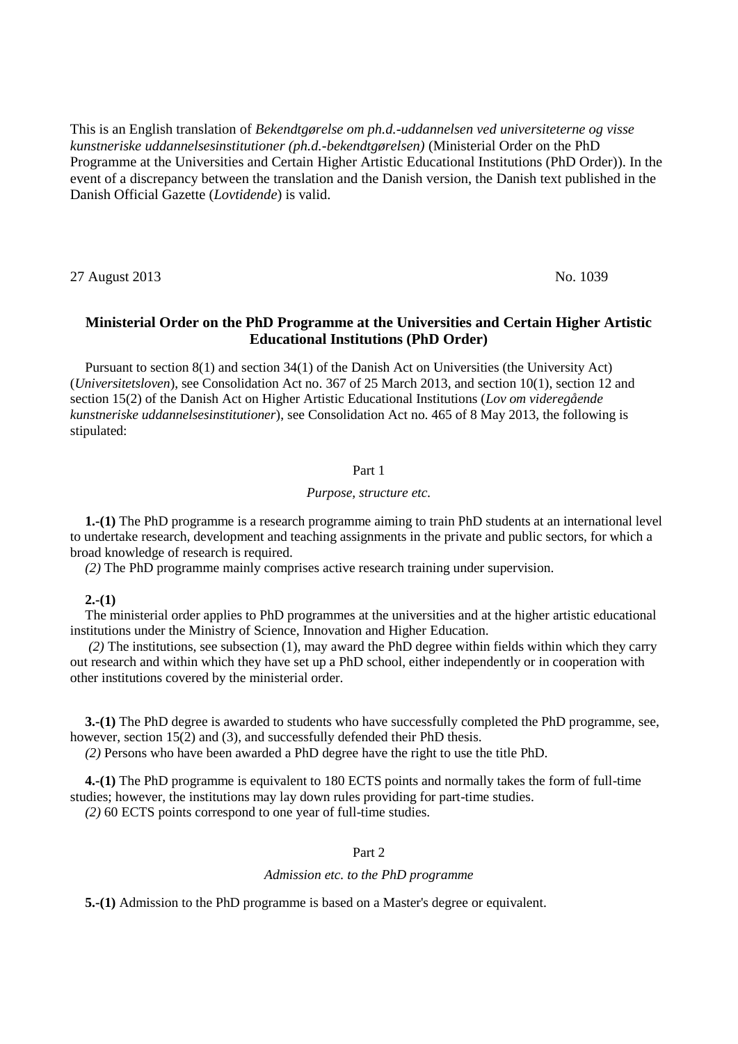This is an English translation of *Bekendtgørelse om ph.d.-uddannelsen ved universiteterne og visse kunstneriske uddannelsesinstitutioner (ph.d.-bekendtgørelsen)* (Ministerial Order on the PhD Programme at the Universities and Certain Higher Artistic Educational Institutions (PhD Order)). In the event of a discrepancy between the translation and the Danish version, the Danish text published in the Danish Official Gazette (*Lovtidende*) is valid.

27 August 2013 No. 1039

## Ministerial Order on the PhD Programme at the Universities and Certain Higher Artistic Educational Institutions (PhD Order)

Pursuant to section 8(1) and section 34(1) of the Danish Act on Universities (the University Act) (*Universitetsloven*), see Consolidation Act no. 367 of 25 March 2013, and section 10(1), section 12 and section 15(2) of the Danish Act on Higher Artistic Educational Institutions (*Lov om videregående kunstneriske uddannelsesinstitutioner*), see Consolidation Act no. 465 of 8 May 2013, the following is stipulated:

### Part 1

*Purpose, structure etc.*

**1.-(1)** The PhD programme is a research programme aiming to train PhD students at an international level to undertake research, development and teaching assignments in the private and public sectors, for which a broad knowledge of research is required.

*(2)* The PhD programme mainly comprises active research training under supervision.

**2.-(1)**

The ministerial order applies to PhD programmes at the universities and at the higher artistic educational institutions under the Ministry of Science, Innovation and Higher Education.

*(2)* The institutions, see subsection (1), may award the PhD degree within fields within which they carry out research and within which they have set up a PhD school, either independently or in cooperation with other institutions covered by the ministerial order.

**3.-(1)** The PhD degree is awarded to students who have successfully completed the PhD programme, see, however, section 15(2) and (3), and successfully defended their PhD thesis.

*(2)* Persons who have been awarded a PhD degree have the right to use the title PhD.

**4.-(1)** The PhD programme is equivalent to 180 ECTS points and normally takes the form of full-time studies; however, the institutions may lay down rules providing for part-time studies.

*(2)* 60 ECTS points correspond to one year of full-time studies.

### Part 2

*Admission etc. to the PhD programme*

**5.-(1)** Admission to the PhD programme is based on a Master's degree or equivalent.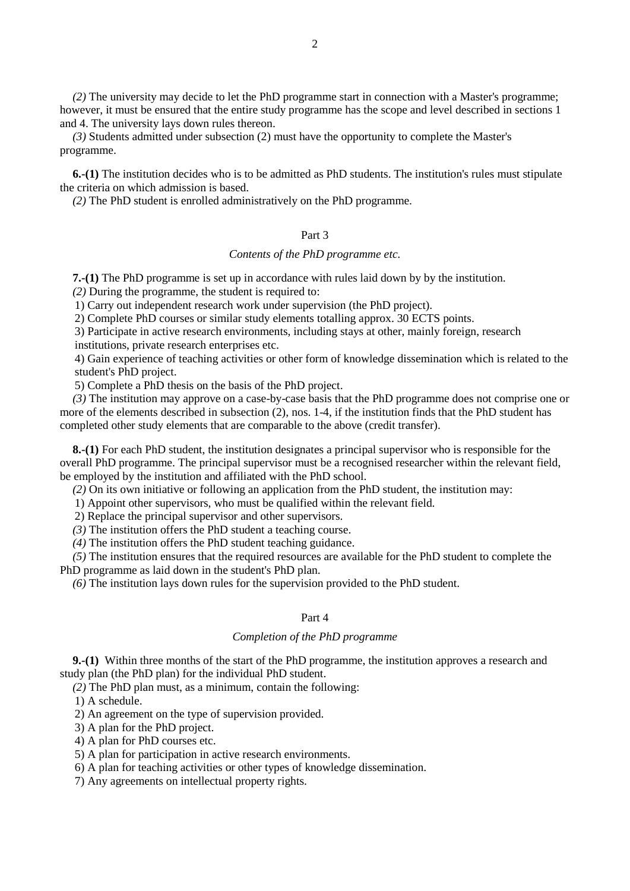*(2)* The university may decide to let the PhD programme start in connection with a Master's programme; however, it must be ensured that the entire study programme has the scope and level described in sections 1 and 4. The university lays down rules thereon.

*(3)* Students admitted under subsection (2) must have the opportunity to complete the Master's programme.

**6.-(1)** The institution decides who is to be admitted as PhD students. The institution's rules must stipulate the criteria on which admission is based.

*(2)* The PhD student is enrolled administratively on the PhD programme.

## Part 3

### *Contents of the PhD programme etc.*

**7.-(1)** The PhD programme is set up in accordance with rules laid down by by the institution.

*(2)* During the programme, the student is required to:

1) Carry out independent research work under supervision (the PhD project).
2) Complete PhD courses or similar study elements totalling approx. 30 ECTS points.
3) Participate in active research environments, including stays at other, mainly foreign, research institutions, private research enterprises etc.
4) Gain experience of teaching activities or other form of knowledge dissemination which is related to the student's PhD project.
5) Complete a PhD thesis on the basis of the PhD project.

*(3)* The institution may approve on a case-by-case basis that the PhD programme does not comprise one or more of the elements described in subsection (2), nos. 1-4, if the institution finds that the PhD student has completed other study elements that are comparable to the above (credit transfer).

**8.-(1)** For each PhD student, the institution designates a principal supervisor who is responsible for the overall PhD programme. The principal supervisor must be a recognised researcher within the relevant field, be employed by the institution and affiliated with the PhD school.

*(2)* On its own initiative or following an application from the PhD student, the institution may:

1) Appoint other supervisors, who must be qualified within the relevant field.
2) Replace the principal supervisor and other supervisors.

*(3)* The institution offers the PhD student a teaching course.

*(4)* The institution offers the PhD student teaching guidance.

*(5)* The institution ensures that the required resources are available for the PhD student to complete the PhD programme as laid down in the student's PhD plan.

*(6)* The institution lays down rules for the supervision provided to the PhD student.

## Part 4

### *Completion of the PhD programme*

**9.-(1)** Within three months of the start of the PhD programme, the institution approves a research and study plan (the PhD plan) for the individual PhD student.

*(2)* The PhD plan must, as a minimum, contain the following:

1) A schedule.
2) An agreement on the type of supervision provided.
3) A plan for the PhD project.
4) A plan for PhD courses etc.
5) A plan for participation in active research environments.
6) A plan for teaching activities or other types of knowledge dissemination.
7) Any agreements on intellectual property rights.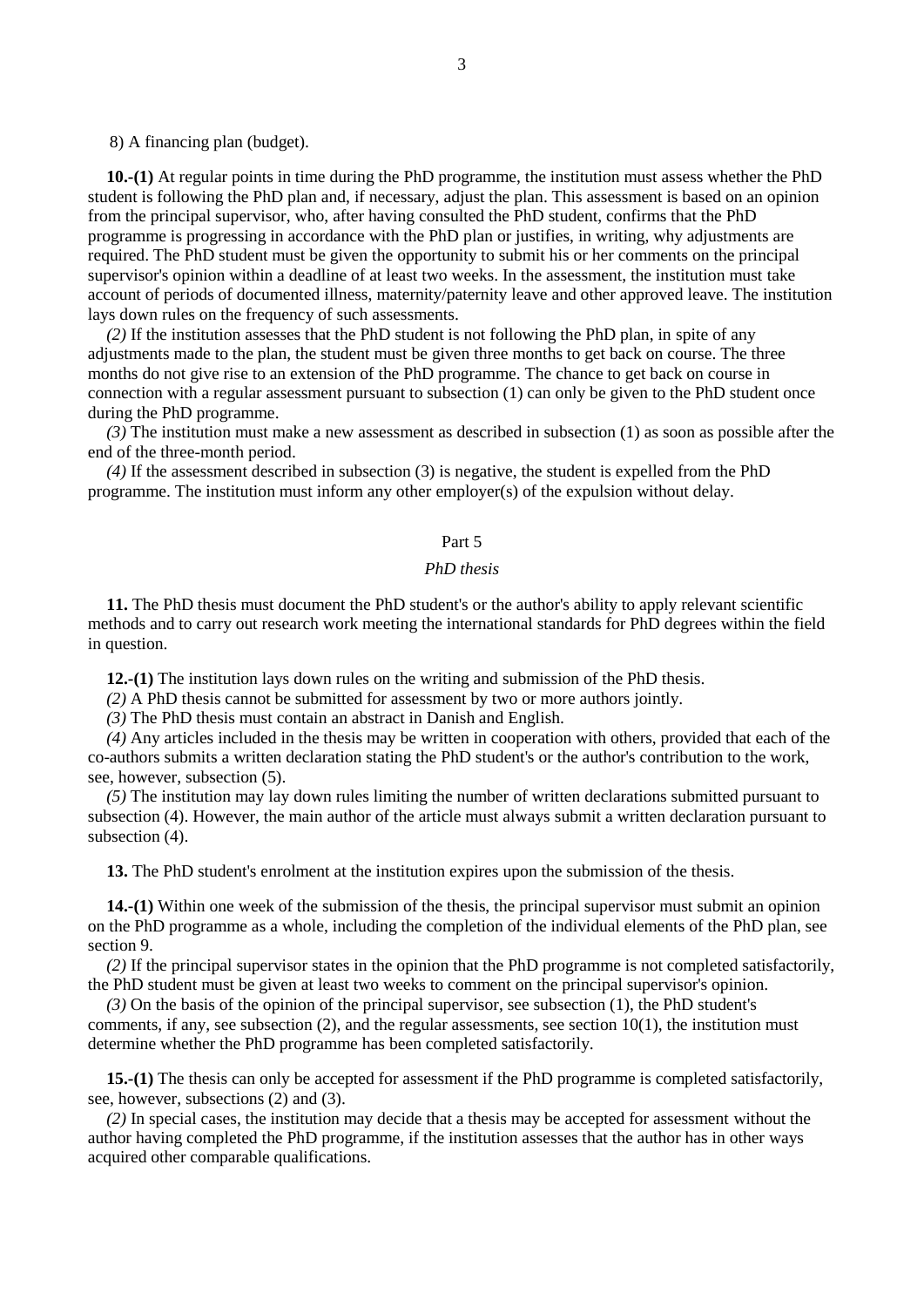8) A financing plan (budget).

**10.-(1)** At regular points in time during the PhD programme, the institution must assess whether the PhD student is following the PhD plan and, if necessary, adjust the plan. This assessment is based on an opinion from the principal supervisor, who, after having consulted the PhD student, confirms that the PhD programme is progressing in accordance with the PhD plan or justifies, in writing, why adjustments are required. The PhD student must be given the opportunity to submit his or her comments on the principal supervisor's opinion within a deadline of at least two weeks. In the assessment, the institution must take account of periods of documented illness, maternity/paternity leave and other approved leave. The institution lays down rules on the frequency of such assessments.

*(2)* If the institution assesses that the PhD student is not following the PhD plan, in spite of any adjustments made to the plan, the student must be given three months to get back on course. The three months do not give rise to an extension of the PhD programme. The chance to get back on course in connection with a regular assessment pursuant to subsection (1) can only be given to the PhD student once during the PhD programme.

*(3)* The institution must make a new assessment as described in subsection (1) as soon as possible after the end of the three-month period.

*(4)* If the assessment described in subsection (3) is negative, the student is expelled from the PhD programme. The institution must inform any other employer(s) of the expulsion without delay.

## Part 5

### *PhD thesis*

**11.** The PhD thesis must document the PhD student's or the author's ability to apply relevant scientific methods and to carry out research work meeting the international standards for PhD degrees within the field in question.

**12.-(1)** The institution lays down rules on the writing and submission of the PhD thesis.

*(2)* A PhD thesis cannot be submitted for assessment by two or more authors jointly.

*(3)* The PhD thesis must contain an abstract in Danish and English.

*(4)* Any articles included in the thesis may be written in cooperation with others, provided that each of the co-authors submits a written declaration stating the PhD student's or the author's contribution to the work, see, however, subsection (5).

*(5)* The institution may lay down rules limiting the number of written declarations submitted pursuant to subsection (4). However, the main author of the article must always submit a written declaration pursuant to subsection (4).

**13.** The PhD student's enrolment at the institution expires upon the submission of the thesis.

**14.-(1)** Within one week of the submission of the thesis, the principal supervisor must submit an opinion on the PhD programme as a whole, including the completion of the individual elements of the PhD plan, see section 9.

*(2)* If the principal supervisor states in the opinion that the PhD programme is not completed satisfactorily, the PhD student must be given at least two weeks to comment on the principal supervisor's opinion.

*(3)* On the basis of the opinion of the principal supervisor, see subsection (1), the PhD student's comments, if any, see subsection (2), and the regular assessments, see section 10(1), the institution must determine whether the PhD programme has been completed satisfactorily.

**15.-(1)** The thesis can only be accepted for assessment if the PhD programme is completed satisfactorily, see, however, subsections (2) and (3).

*(2)* In special cases, the institution may decide that a thesis may be accepted for assessment without the author having completed the PhD programme, if the institution assesses that the author has in other ways acquired other comparable qualifications.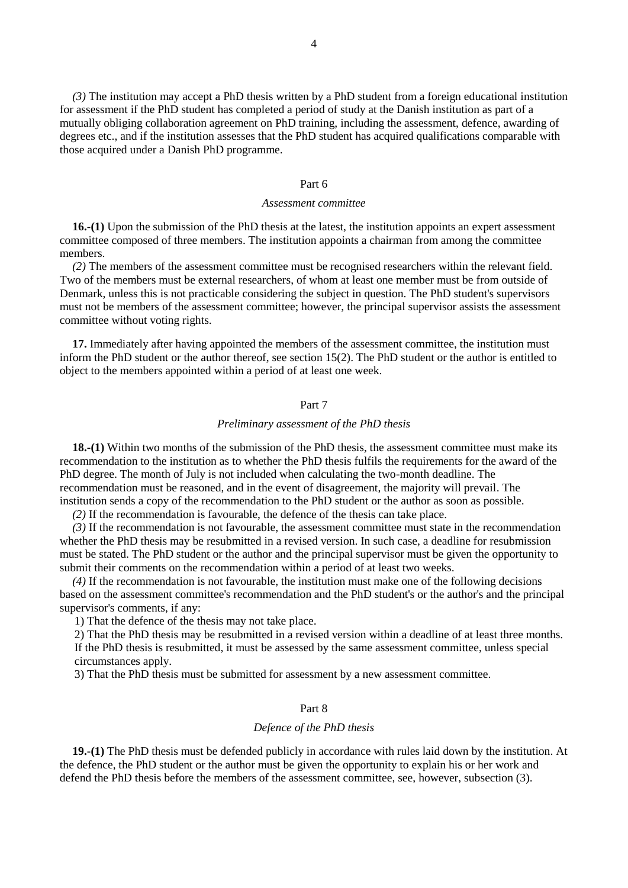*(3)* The institution may accept a PhD thesis written by a PhD student from a foreign educational institution for assessment if the PhD student has completed a period of study at the Danish institution as part of a mutually obliging collaboration agreement on PhD training, including the assessment, defence, awarding of degrees etc., and if the institution assesses that the PhD student has acquired qualifications comparable with those acquired under a Danish PhD programme.

## Part 6

### *Assessment committee*

**16.-(1)** Upon the submission of the PhD thesis at the latest, the institution appoints an expert assessment committee composed of three members. The institution appoints a chairman from among the committee members.

*(2)* The members of the assessment committee must be recognised researchers within the relevant field. Two of the members must be external researchers, of whom at least one member must be from outside of Denmark, unless this is not practicable considering the subject in question. The PhD student's supervisors must not be members of the assessment committee; however, the principal supervisor assists the assessment committee without voting rights.

**17.** Immediately after having appointed the members of the assessment committee, the institution must inform the PhD student or the author thereof, see section 15(2). The PhD student or the author is entitled to object to the members appointed within a period of at least one week.

## Part 7

### *Preliminary assessment of the PhD thesis*

**18.-(1)** Within two months of the submission of the PhD thesis, the assessment committee must make its recommendation to the institution as to whether the PhD thesis fulfils the requirements for the award of the PhD degree. The month of July is not included when calculating the two-month deadline. The recommendation must be reasoned, and in the event of disagreement, the majority will prevail. The institution sends a copy of the recommendation to the PhD student or the author as soon as possible.

*(2)* If the recommendation is favourable, the defence of the thesis can take place.

*(3)* If the recommendation is not favourable, the assessment committee must state in the recommendation whether the PhD thesis may be resubmitted in a revised version. In such case, a deadline for resubmission must be stated. The PhD student or the author and the principal supervisor must be given the opportunity to submit their comments on the recommendation within a period of at least two weeks.

*(4)* If the recommendation is not favourable, the institution must make one of the following decisions based on the assessment committee's recommendation and the PhD student's or the author's and the principal supervisor's comments, if any:

1) That the defence of the thesis may not take place.
2) That the PhD thesis may be resubmitted in a revised version within a deadline of at least three months. If the PhD thesis is resubmitted, it must be assessed by the same assessment committee, unless special circumstances apply.
3) That the PhD thesis must be submitted for assessment by a new assessment committee.

## Part 8

### *Defence of the PhD thesis*

**19.-(1)** The PhD thesis must be defended publicly in accordance with rules laid down by the institution. At the defence, the PhD student or the author must be given the opportunity to explain his or her work and defend the PhD thesis before the members of the assessment committee, see, however, subsection (3).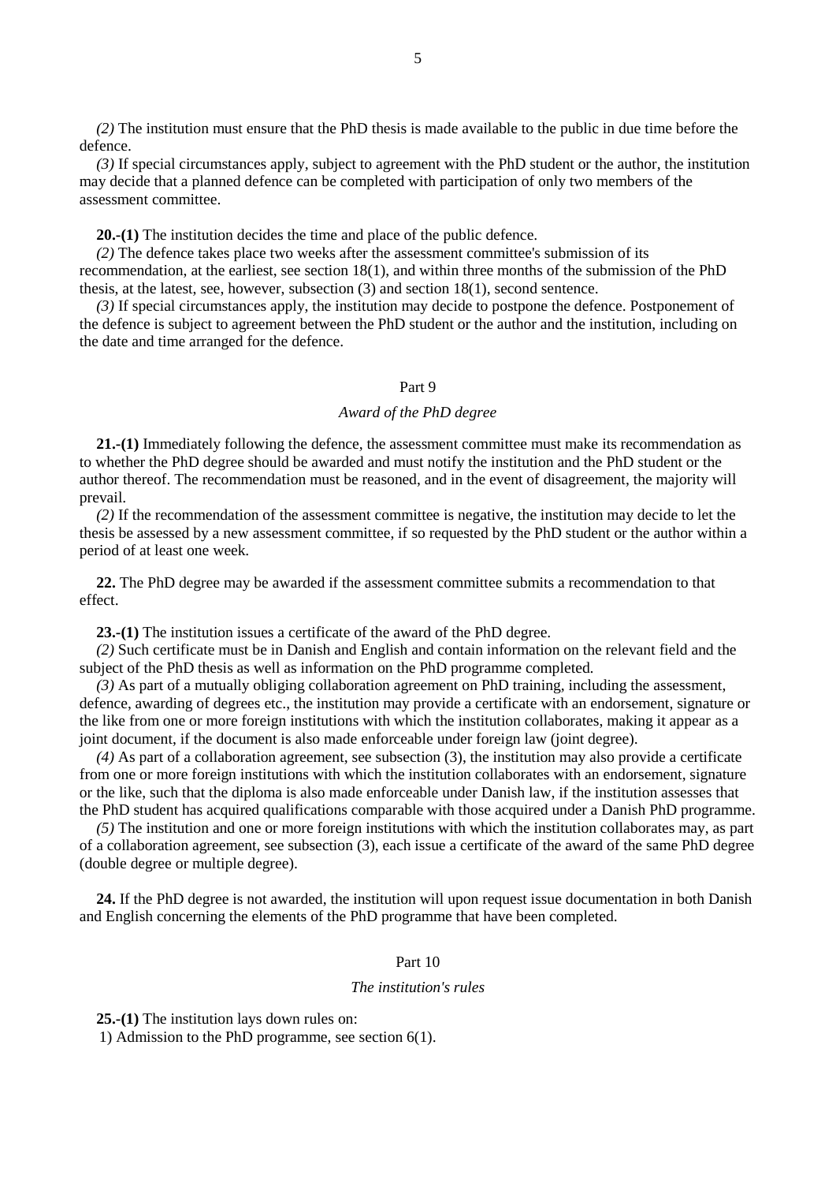*(2)* The institution must ensure that the PhD thesis is made available to the public in due time before the defence.

*(3)* If special circumstances apply, subject to agreement with the PhD student or the author, the institution may decide that a planned defence can be completed with participation of only two members of the assessment committee.

**20.-(1)** The institution decides the time and place of the public defence.

*(2)* The defence takes place two weeks after the assessment committee's submission of its recommendation, at the earliest, see section 18(1), and within three months of the submission of the PhD thesis, at the latest, see, however, subsection (3) and section 18(1), second sentence.

*(3)* If special circumstances apply, the institution may decide to postpone the defence. Postponement of the defence is subject to agreement between the PhD student or the author and the institution, including on the date and time arranged for the defence.

## Part 9

### *Award of the PhD degree*

**21.-(1)** Immediately following the defence, the assessment committee must make its recommendation as to whether the PhD degree should be awarded and must notify the institution and the PhD student or the author thereof. The recommendation must be reasoned, and in the event of disagreement, the majority will prevail.

*(2)* If the recommendation of the assessment committee is negative, the institution may decide to let the thesis be assessed by a new assessment committee, if so requested by the PhD student or the author within a period of at least one week.

**22.** The PhD degree may be awarded if the assessment committee submits a recommendation to that effect.

**23.-(1)** The institution issues a certificate of the award of the PhD degree.

*(2)* Such certificate must be in Danish and English and contain information on the relevant field and the subject of the PhD thesis as well as information on the PhD programme completed.

*(3)* As part of a mutually obliging collaboration agreement on PhD training, including the assessment, defence, awarding of degrees etc., the institution may provide a certificate with an endorsement, signature or the like from one or more foreign institutions with which the institution collaborates, making it appear as a joint document, if the document is also made enforceable under foreign law (joint degree).

*(4)* As part of a collaboration agreement, see subsection (3), the institution may also provide a certificate from one or more foreign institutions with which the institution collaborates with an endorsement, signature or the like, such that the diploma is also made enforceable under Danish law, if the institution assesses that the PhD student has acquired qualifications comparable with those acquired under a Danish PhD programme.

*(5)* The institution and one or more foreign institutions with which the institution collaborates may, as part of a collaboration agreement, see subsection (3), each issue a certificate of the award of the same PhD degree (double degree or multiple degree).

**24.** If the PhD degree is not awarded, the institution will upon request issue documentation in both Danish and English concerning the elements of the PhD programme that have been completed.

## Part 10

### *The institution's rules*

**25.-(1)** The institution lays down rules on:

1) Admission to the PhD programme, see section 6(1).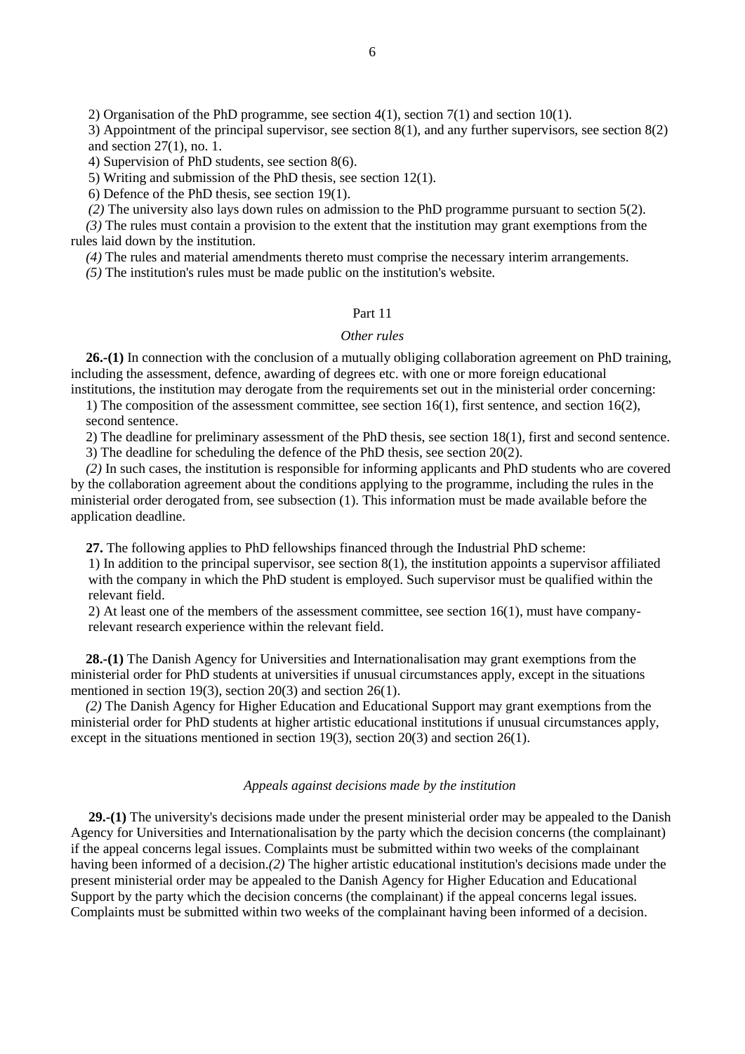2) Organisation of the PhD programme, see section 4(1), section 7(1) and section 10(1).

3) Appointment of the principal supervisor, see section 8(1), and any further supervisors, see section 8(2) and section 27(1), no. 1.

4) Supervision of PhD students, see section 8(6).

5) Writing and submission of the PhD thesis, see section 12(1).

6) Defence of the PhD thesis, see section 19(1).

*(2)* The university also lays down rules on admission to the PhD programme pursuant to section 5(2).

*(3)* The rules must contain a provision to the extent that the institution may grant exemptions from the rules laid down by the institution.

*(4)* The rules and material amendments thereto must comprise the necessary interim arrangements.

*(5)* The institution's rules must be made public on the institution's website.

## Part 11

### *Other rules*

**26.-(1)** In connection with the conclusion of a mutually obliging collaboration agreement on PhD training, including the assessment, defence, awarding of degrees etc. with one or more foreign educational institutions, the institution may derogate from the requirements set out in the ministerial order concerning:

1) The composition of the assessment committee, see section 16(1), first sentence, and section 16(2), second sentence.

2) The deadline for preliminary assessment of the PhD thesis, see section 18(1), first and second sentence.

3) The deadline for scheduling the defence of the PhD thesis, see section 20(2).

*(2)* In such cases, the institution is responsible for informing applicants and PhD students who are covered by the collaboration agreement about the conditions applying to the programme, including the rules in the ministerial order derogated from, see subsection (1). This information must be made available before the application deadline.

**27.** The following applies to PhD fellowships financed through the Industrial PhD scheme:

1) In addition to the principal supervisor, see section 8(1), the institution appoints a supervisor affiliated with the company in which the PhD student is employed. Such supervisor must be qualified within the relevant field.

2) At least one of the members of the assessment committee, see section 16(1), must have company-relevant research experience within the relevant field.

**28.-(1)** The Danish Agency for Universities and Internationalisation may grant exemptions from the ministerial order for PhD students at universities if unusual circumstances apply, except in the situations mentioned in section 19(3), section 20(3) and section 26(1).

*(2)* The Danish Agency for Higher Education and Educational Support may grant exemptions from the ministerial order for PhD students at higher artistic educational institutions if unusual circumstances apply, except in the situations mentioned in section 19(3), section 20(3) and section 26(1).

### *Appeals against decisions made by the institution*

**29.-(1)** The university's decisions made under the present ministerial order may be appealed to the Danish Agency for Universities and Internationalisation by the party which the decision concerns (the complainant) if the appeal concerns legal issues. Complaints must be submitted within two weeks of the complainant having been informed of a decision.*(2)* The higher artistic educational institution's decisions made under the present ministerial order may be appealed to the Danish Agency for Higher Education and Educational Support by the party which the decision concerns (the complainant) if the appeal concerns legal issues. Complaints must be submitted within two weeks of the complainant having been informed of a decision.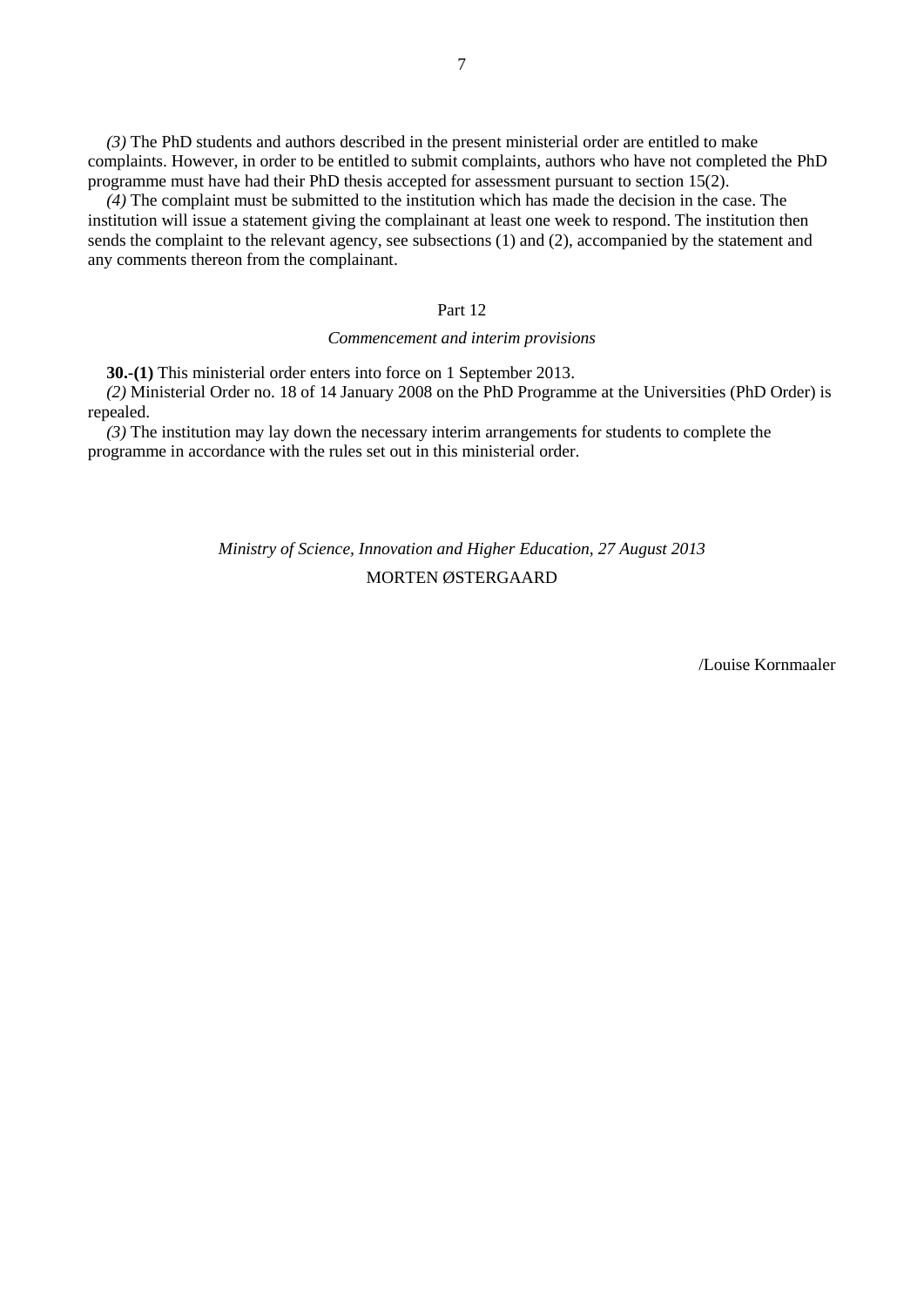*(3)* The PhD students and authors described in the present ministerial order are entitled to make complaints. However, in order to be entitled to submit complaints, authors who have not completed the PhD programme must have had their PhD thesis accepted for assessment pursuant to section 15(2).

*(4)* The complaint must be submitted to the institution which has made the decision in the case. The institution will issue a statement giving the complainant at least one week to respond. The institution then sends the complaint to the relevant agency, see subsections (1) and (2), accompanied by the statement and any comments thereon from the complainant.

## Part 12

### *Commencement and interim provisions*

**30.-(1)** This ministerial order enters into force on 1 September 2013.

*(2)* Ministerial Order no. 18 of 14 January 2008 on the PhD Programme at the Universities (PhD Order) is repealed.

*(3)* The institution may lay down the necessary interim arrangements for students to complete the programme in accordance with the rules set out in this ministerial order.

*Ministry of Science, Innovation and Higher Education, 27 August 2013*

MORTEN ØSTERGAARD

/Louise Kornmaaler